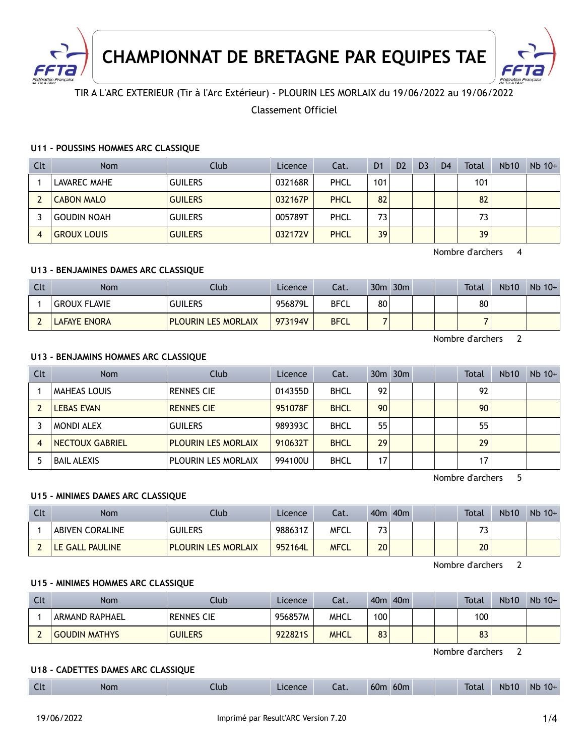# CHAMPIONNAT DE BRETAGNE PAR EQUIPES TAE

TIR A L'ARC EXTERIEUR (Tir à l'Arc Extérieur) - PLOURIN LES MORLAIX du 19/06/2022 au 19/06/2022

Classement Officiel

### U11 - POUSSINS HOMMES ARC CLASSIQUE

| Clt | Nom | Club | Licence | Cat. | D1 | D2 | D3 | D4 | Total | Nb10 | Nb 10+ |
|---|---|---|---|---|---|---|---|---|---|---|---|
| 1 | LAVAREC MAHE | GUILERS | 032168R | PHCL | 101 | | | | 101 | | |
| 2 | CABON MALO | GUILERS | 032167P | PHCL | 82 | | | | 82 | | |
| 3 | GOUDIN NOAH | GUILERS | 005789T | PHCL | 73 | | | | 73 | | |
| 4 | GROUX LOUIS | GUILERS | 032172V | PHCL | 39 | | | | 39 | | |

Nombre d'archers 4

### U13 - BENJAMINES DAMES ARC CLASSIQUE

| Clt | Nom | Club | Licence | Cat. | 30m | 30m | | | Total | Nb10 | Nb 10+ |
|---|---|---|---|---|---|---|---|---|---|---|---|
| 1 | GROUX FLAVIE | GUILERS | 956879L | BFCL | 80 | | | | 80 | | |
| 2 | LAFAYE ENORA | PLOURIN LES MORLAIX | 973194V | BFCL | 7 | | | | 7 | | |

Nombre d'archers 2

### U13 - BENJAMINS HOMMES ARC CLASSIQUE

| Clt | Nom | Club | Licence | Cat. | 30m | 30m | | | Total | Nb10 | Nb 10+ |
|---|---|---|---|---|---|---|---|---|---|---|---|
| 1 | MAHEAS LOUIS | RENNES CIE | 014355D | BHCL | 92 | | | | 92 | | |
| 2 | LEBAS EVAN | RENNES CIE | 951078F | BHCL | 90 | | | | 90 | | |
| 3 | MONDI ALEX | GUILERS | 989393C | BHCL | 55 | | | | 55 | | |
| 4 | NECTOUX GABRIEL | PLOURIN LES MORLAIX | 910632T | BHCL | 29 | | | | 29 | | |
| 5 | BAIL ALEXIS | PLOURIN LES MORLAIX | 994100U | BHCL | 17 | | | | 17 | | |

Nombre d'archers 5

### U15 - MINIMES DAMES ARC CLASSIQUE

| Clt | Nom | Club | Licence | Cat. | 40m | 40m | | | Total | Nb10 | Nb 10+ |
|---|---|---|---|---|---|---|---|---|---|---|---|
| 1 | ABIVEN CORALINE | GUILERS | 988631Z | MFCL | 73 | | | | 73 | | |
| 2 | LE GALL PAULINE | PLOURIN LES MORLAIX | 952164L | MFCL | 20 | | | | 20 | | |

Nombre d'archers 2

### U15 - MINIMES HOMMES ARC CLASSIQUE

| Clt | Nom | Club | Licence | Cat. | 40m | 40m | | | Total | Nb10 | Nb 10+ |
|---|---|---|---|---|---|---|---|---|---|---|---|
| 1 | ARMAND RAPHAEL | RENNES CIE | 956857M | MHCL | 100 | | | | 100 | | |
| 2 | GOUDIN MATHYS | GUILERS | 922821S | MHCL | 83 | | | | 83 | | |

Nombre d'archers 2

### U18 - CADETTES DAMES ARC CLASSIQUE

| Clt | Nom | Club | Licence | Cat. | 60m | 60m | | | Total | Nb10 | Nb 10+ |
|---|---|---|---|---|---|---|---|---|---|---|---|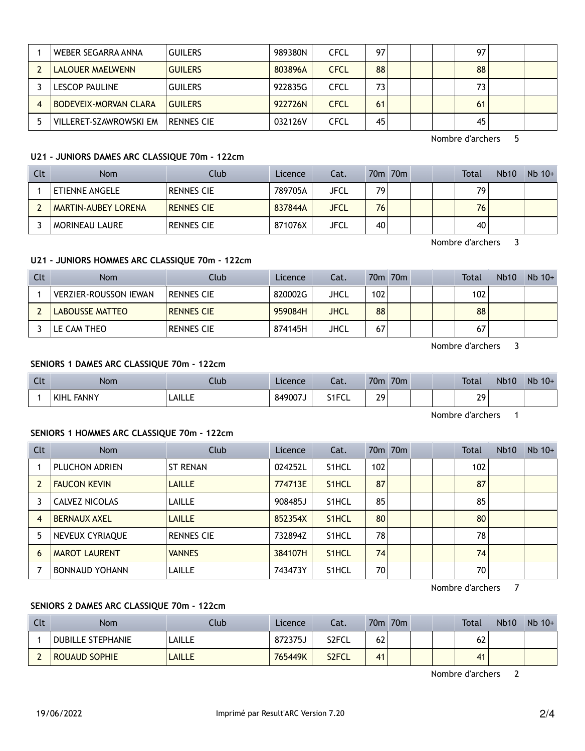| Clt | Nom | Club | Licence | Cat. | 70m | 70m | | | Total | Nb10 | Nb 10+ |
|---|---|---|---|---|---|---|---|---|---|---|---|
| 1 | WEBER SEGARRA ANNA | GUILERS | 989380N | CFCL | 97 | | | | 97 | | |
| 2 | LALOUER MAELWENN | GUILERS | 803896A | CFCL | 88 | | | | 88 | | |
| 3 | LESCOP PAULINE | GUILERS | 922835G | CFCL | 73 | | | | 73 | | |
| 4 | BODEVEIX-MORVAN CLARA | GUILERS | 922726N | CFCL | 61 | | | | 61 | | |
| 5 | VILLERET-SZAWROWSKI EM | RENNES CIE | 032126V | CFCL | 45 | | | | 45 | | |

Nombre d'archers 5

### U21 - JUNIORS DAMES ARC CLASSIQUE 70m - 122cm

| Clt | Nom | Club | Licence | Cat. | 70m | 70m | | | Total | Nb10 | Nb 10+ |
|---|---|---|---|---|---|---|---|---|---|---|---|
| 1 | ETIENNE ANGELE | RENNES CIE | 789705A | JFCL | 79 | | | | 79 | | |
| 2 | MARTIN-AUBEY LORENA | RENNES CIE | 837844A | JFCL | 76 | | | | 76 | | |
| 3 | MORINEAU LAURE | RENNES CIE | 871076X | JFCL | 40 | | | | 40 | | |

Nombre d'archers 3

### U21 - JUNIORS HOMMES ARC CLASSIQUE 70m - 122cm

| Clt | Nom | Club | Licence | Cat. | 70m | 70m | | | Total | Nb10 | Nb 10+ |
|---|---|---|---|---|---|---|---|---|---|---|---|
| 1 | VERZIER-ROUSSON IEWAN | RENNES CIE | 820002G | JHCL | 102 | | | | 102 | | |
| 2 | LABOUSSE MATTEO | RENNES CIE | 959084H | JHCL | 88 | | | | 88 | | |
| 3 | LE CAM THEO | RENNES CIE | 874145H | JHCL | 67 | | | | 67 | | |

Nombre d'archers 3

### SENIORS 1 DAMES ARC CLASSIQUE 70m - 122cm

| Clt | Nom | Club | Licence | Cat. | 70m | 70m | | | Total | Nb10 | Nb 10+ |
|---|---|---|---|---|---|---|---|---|---|---|---|
| 1 | KIHL FANNY | LAILLE | 849007J | S1FCL | 29 | | | | 29 | | |

Nombre d'archers 1

### SENIORS 1 HOMMES ARC CLASSIQUE 70m - 122cm

| Clt | Nom | Club | Licence | Cat. | 70m | 70m | | | Total | Nb10 | Nb 10+ |
|---|---|---|---|---|---|---|---|---|---|---|---|
| 1 | PLUCHON ADRIEN | ST RENAN | 024252L | S1HCL | 102 | | | | 102 | | |
| 2 | FAUCON KEVIN | LAILLE | 774713E | S1HCL | 87 | | | | 87 | | |
| 3 | CALVEZ NICOLAS | LAILLE | 908485J | S1HCL | 85 | | | | 85 | | |
| 4 | BERNAUX AXEL | LAILLE | 852354X | S1HCL | 80 | | | | 80 | | |
| 5 | NEVEUX CYRIAQUE | RENNES CIE | 732894Z | S1HCL | 78 | | | | 78 | | |
| 6 | MAROT LAURENT | VANNES | 384107H | S1HCL | 74 | | | | 74 | | |
| 7 | BONNAUD YOHANN | LAILLE | 743473Y | S1HCL | 70 | | | | 70 | | |

Nombre d'archers 7

### SENIORS 2 DAMES ARC CLASSIQUE 70m - 122cm

| Clt | Nom | Club | Licence | Cat. | 70m | 70m | | | Total | Nb10 | Nb 10+ |
|---|---|---|---|---|---|---|---|---|---|---|---|
| 1 | DUBILLE STEPHANIE | LAILLE | 872375J | S2FCL | 62 | | | | 62 | | |
| 2 | ROUAUD SOPHIE | LAILLE | 765449K | S2FCL | 41 | | | | 41 | | |

Nombre d'archers 2

19/06/2022 Imprimé par Result'ARC Version 7.20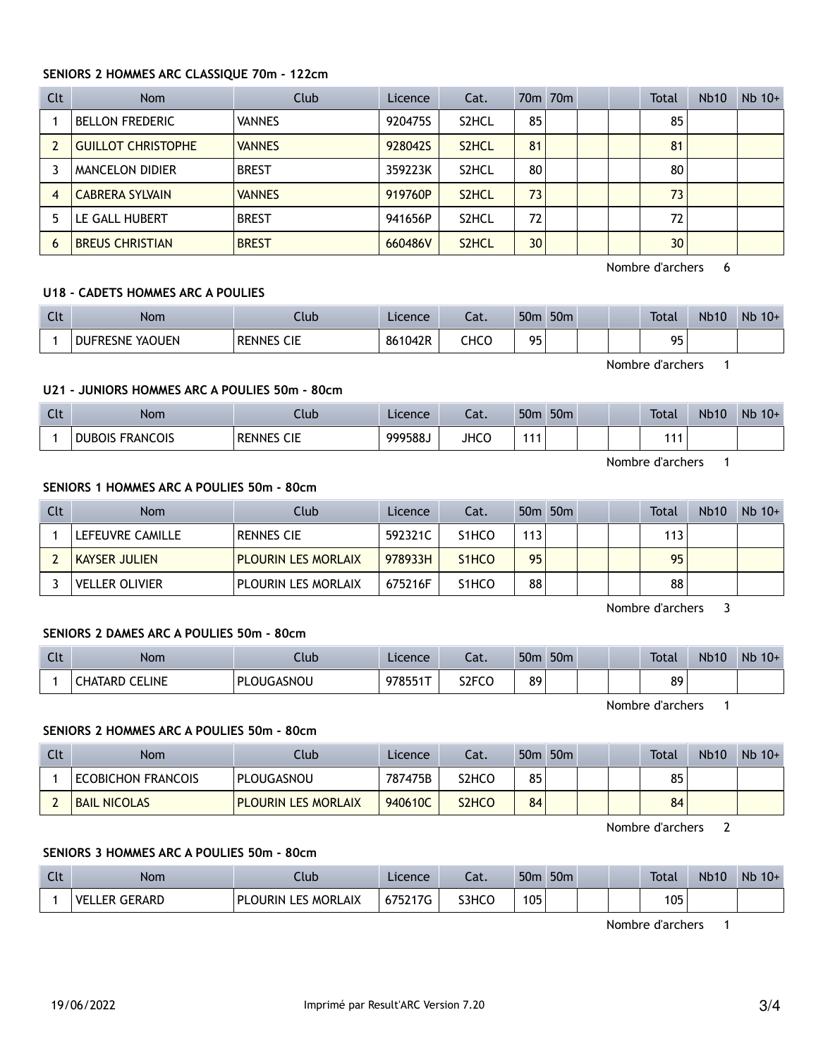#### SENIORS 2 HOMMES ARC CLASSIQUE 70m - 122cm

| Clt | Nom | Club | Licence | Cat. | 70m | 70m | | | Total | Nb10 | Nb 10+ |
|---|---|---|---|---|---|---|---|---|---|---|---|
| 1 | BELLON FREDERIC | VANNES | 920475S | S2HCL | 85 | | | | 85 | | |
| 2 | GUILLOT CHRISTOPHE | VANNES | 928042S | S2HCL | 81 | | | | 81 | | |
| 3 | MANCELON DIDIER | BREST | 359223K | S2HCL | 80 | | | | 80 | | |
| 4 | CABRERA SYLVAIN | VANNES | 919760P | S2HCL | 73 | | | | 73 | | |
| 5 | LE GALL HUBERT | BREST | 941656P | S2HCL | 72 | | | | 72 | | |
| 6 | BREUS CHRISTIAN | BREST | 660486V | S2HCL | 30 | | | | 30 | | |

Nombre d'archers 6

#### U18 - CADETS HOMMES ARC A POULIES

| Clt | Nom | Club | Licence | Cat. | 50m | 50m | | | Total | Nb10 | Nb 10+ |
|---|---|---|---|---|---|---|---|---|---|---|---|
| 1 | DUFRESNE YAOUEN | RENNES CIE | 861042R | CHCO | 95 | | | | 95 | | |

Nombre d'archers 1

#### U21 - JUNIORS HOMMES ARC A POULIES 50m - 80cm

| Clt | Nom | Club | Licence | Cat. | 50m | 50m | | | Total | Nb10 | Nb 10+ |
|---|---|---|---|---|---|---|---|---|---|---|---|
| 1 | DUBOIS FRANCOIS | RENNES CIE | 999588J | JHCO | 111 | | | | 111 | | |

Nombre d'archers 1

#### SENIORS 1 HOMMES ARC A POULIES 50m - 80cm

| Clt | Nom | Club | Licence | Cat. | 50m | 50m | | | Total | Nb10 | Nb 10+ |
|---|---|---|---|---|---|---|---|---|---|---|---|
| 1 | LEFEUVRE CAMILLE | RENNES CIE | 592321C | S1HCO | 113 | | | | 113 | | |
| 2 | KAYSER JULIEN | PLOURIN LES MORLAIX | 978933H | S1HCO | 95 | | | | 95 | | |
| 3 | VELLER OLIVIER | PLOURIN LES MORLAIX | 675216F | S1HCO | 88 | | | | 88 | | |

Nombre d'archers 3

#### SENIORS 2 DAMES ARC A POULIES 50m - 80cm

| Clt | Nom | Club | Licence | Cat. | 50m | 50m | | | Total | Nb10 | Nb 10+ |
|---|---|---|---|---|---|---|---|---|---|---|---|
| 1 | CHATARD CELINE | PLOUGASNOU | 978551T | S2FCO | 89 | | | | 89 | | |

Nombre d'archers 1

#### SENIORS 2 HOMMES ARC A POULIES 50m - 80cm

| Clt | Nom | Club | Licence | Cat. | 50m | 50m | | | Total | Nb10 | Nb 10+ |
|---|---|---|---|---|---|---|---|---|---|---|---|
| 1 | ECOBICHON FRANCOIS | PLOUGASNOU | 787475B | S2HCO | 85 | | | | 85 | | |
| 2 | BAIL NICOLAS | PLOURIN LES MORLAIX | 940610C | S2HCO | 84 | | | | 84 | | |

Nombre d'archers 2

#### SENIORS 3 HOMMES ARC A POULIES 50m - 80cm

| Clt | Nom | Club | Licence | Cat. | 50m | 50m | | | Total | Nb10 | Nb 10+ |
|---|---|---|---|---|---|---|---|---|---|---|---|
| 1 | VELLER GERARD | PLOURIN LES MORLAIX | 675217G | S3HCO | 105 | | | | 105 | | |

Nombre d'archers 1

19/06/2022 Imprimé par Result'ARC Version 7.20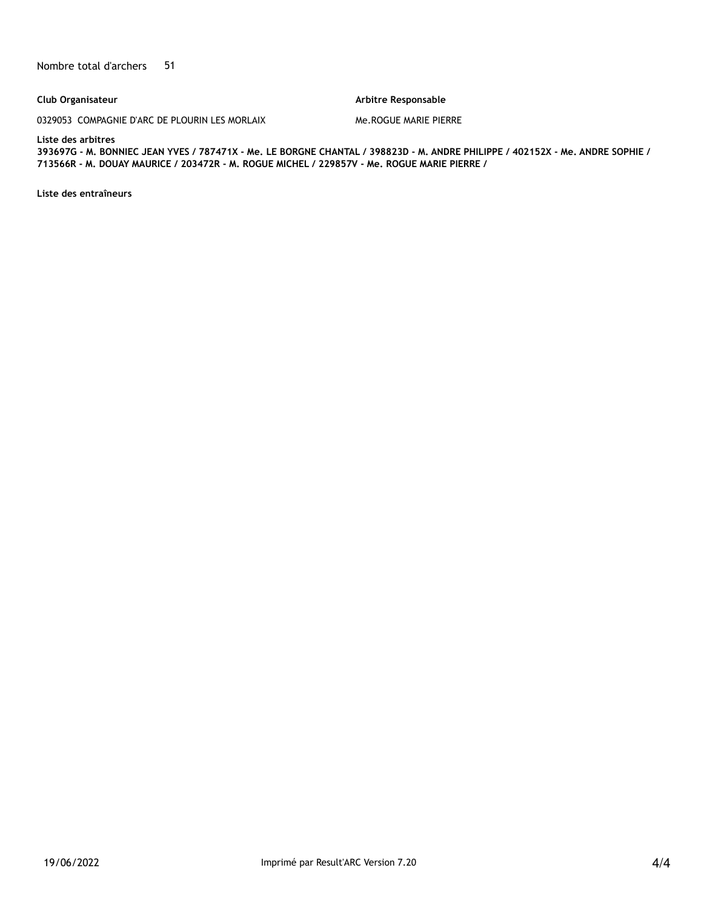Nombre total d'archers 51

**Club Organisateur**

0329053 COMPAGNIE D'ARC DE PLOURIN LES MORLAIX

**Arbitre Responsable**

Me.ROGUE MARIE PIERRE

**Liste des arbitres**

**393697G - M. BONNIEC JEAN YVES / 787471X - Me. LE BORGNE CHANTAL / 398823D - M. ANDRE PHILIPPE / 402152X - Me. ANDRE SOPHIE / 713566R - M. DOUAY MAURICE / 203472R - M. ROGUE MICHEL / 229857V - Me. ROGUE MARIE PIERRE /**

**Liste des entraîneurs**

19/06/2022 Imprimé par Result'ARC Version 7.20